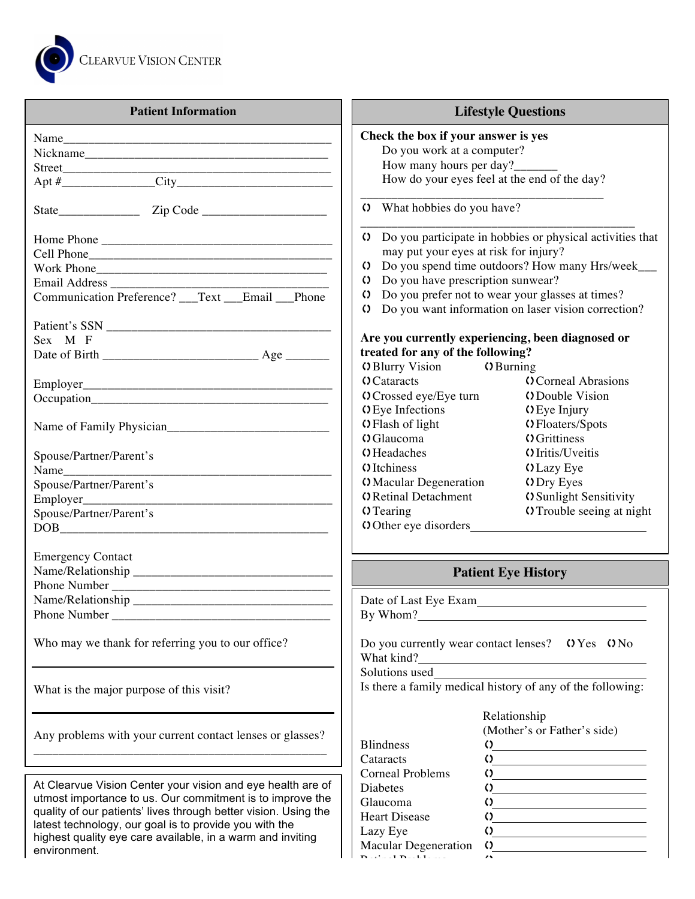CLEARVUE VISION CENTER

## Patient Information

Name_______________________________________________
Nickname___________________________________________
Street______________________________________________
Apt #_______________City___________________________

State_____________ Zip Code ____________________

Home Phone ________________________________________
Cell Phone__________________________________________
Work Phone_________________________________________
Email Address ______________________________________
Communication Preference? ___Text ___Email ___Phone

Patient's SSN _______________________________________
Sex M F
Date of Birth _________________________ Age _______

Employer___________________________________________
Occupation_________________________________________

Name of Family Physician___________________________

Spouse/Partner/Parent's
Name______________________________________________
Spouse/Partner/Parent's
Employer___________________________________________
Spouse/Partner/Parent's
DOB_______________________________________________

Emergency Contact
Name/Relationship _________________________________
Phone Number ____________________________________
Name/Relationship _________________________________
Phone Number ____________________________________

Who may we thank for referring you to our office?

What is the major purpose of this visit?

Any problems with your current contact lenses or glasses?
_______________________________________________

At Clearvue Vision Center your vision and eye health are of utmost importance to us. Our commitment is to improve the quality of our patients' lives through better vision. Using the latest technology, our goal is to provide you with the highest quality eye care available, in a warm and inviting environment.

## Lifestyle Questions

**Check the box if your answer is yes**

Do you work at a computer?
How many hours per day?_______
How do your eyes feel at the end of the day?
_________________________________________

- ❍ What hobbies do you have?
_________________________________________
- ❍ Do you participate in hobbies or physical activities that may put your eyes at risk for injury?
- ❍ Do you spend time outdoors? How many Hrs/week___
- ❍ Do you have prescription sunwear?
- ❍ Do you prefer not to wear your glasses at times?
- ❍ Do you want information on laser vision correction?

**Are you currently experiencing, been diagnosed or treated for any of the following?**

- ❍ Blurry Vision
- ❍ Burning
- ❍ Cataracts
- ❍ Corneal Abrasions
- ❍ Crossed eye/Eye turn
- ❍ Double Vision
- ❍ Eye Infections
- ❍ Eye Injury
- ❍ Flash of light
- ❍ Floaters/Spots
- ❍ Glaucoma
- ❍ Grittiness
- ❍ Headaches
- ❍ Iritis/Uveitis
- ❍ Itchiness
- ❍ Lazy Eye
- ❍ Macular Degeneration
- ❍ Dry Eyes
- ❍ Retinal Detachment
- ❍ Sunlight Sensitivity
- ❍ Tearing
- ❍ Trouble seeing at night
- ❍ Other eye disorders______________________________

## Patient Eye History

Date of Last Eye Exam___________________________
By Whom?_____________________________________

Do you currently wear contact lenses? ❍ Yes ❍ No
What kind?____________________________________
Solutions used_________________________________
Is there a family medical history of any of the following:

| | Relationship (Mother's or Father's side) |
|---|---|
| Blindness | ❍ ________________ |
| Cataracts | ❍ ________________ |
| Corneal Problems | ❍ ________________ |
| Diabetes | ❍ ________________ |
| Glaucoma | ❍ ________________ |
| Heart Disease | ❍ ________________ |
| Lazy Eye | ❍ ________________ |
| Macular Degeneration | ❍ ________________ |
| Retinal Problems | ❍ |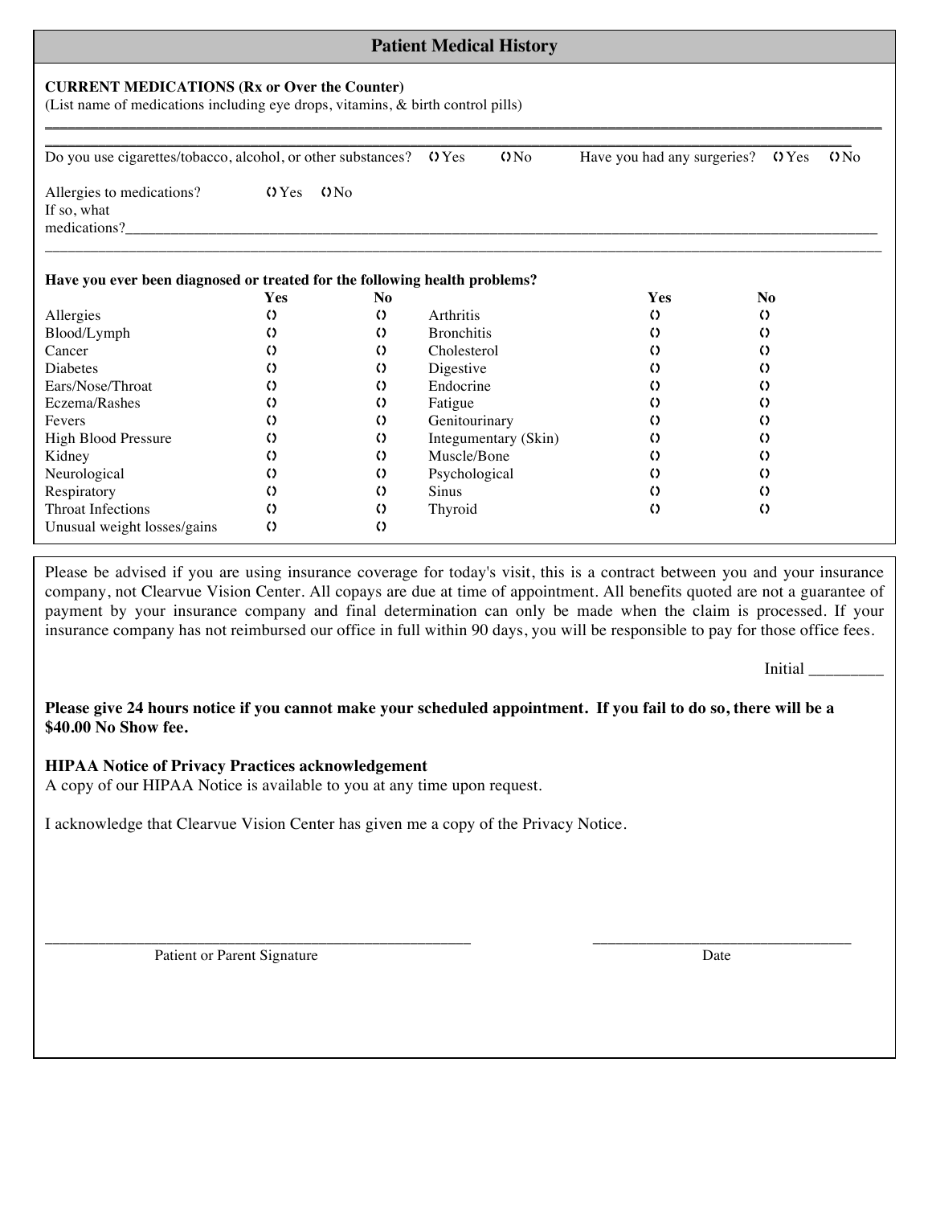## Patient Medical History

**CURRENT MEDICATIONS (Rx or Over the Counter)**
(List name of medications including eye drops, vitamins, & birth control pills)

______________________________________________________________________________________________

______________________________________________________________________________________________

Do you use cigarettes/tobacco, alcohol, or other substances? ( ) Yes ( ) No     Have you had any surgeries? ( ) Yes ( ) No

Allergies to medications? ( ) Yes ( ) No
If so, what medications?______________________________________________________________________________

______________________________________________________________________________________________

**Have you ever been diagnosed or treated for the following health problems?**

| | Yes | No | | Yes | No |
|---|---|---|---|---|---|
| Allergies | ( ) | ( ) | Arthritis | ( ) | ( ) |
| Blood/Lymph | ( ) | ( ) | Bronchitis | ( ) | ( ) |
| Cancer | ( ) | ( ) | Cholesterol | ( ) | ( ) |
| Diabetes | ( ) | ( ) | Digestive | ( ) | ( ) |
| Ears/Nose/Throat | ( ) | ( ) | Endocrine | ( ) | ( ) |
| Eczema/Rashes | ( ) | ( ) | Fatigue | ( ) | ( ) |
| Fevers | ( ) | ( ) | Genitourinary | ( ) | ( ) |
| High Blood Pressure | ( ) | ( ) | Integumentary (Skin) | ( ) | ( ) |
| Kidney | ( ) | ( ) | Muscle/Bone | ( ) | ( ) |
| Neurological | ( ) | ( ) | Psychological | ( ) | ( ) |
| Respiratory | ( ) | ( ) | Sinus | ( ) | ( ) |
| Throat Infections | ( ) | ( ) | Thyroid | ( ) | ( ) |
| Unusual weight losses/gains | ( ) | ( ) | | | |

Please be advised if you are using insurance coverage for today's visit, this is a contract between you and your insurance company, not Clearvue Vision Center. All copays are due at time of appointment. All benefits quoted are not a guarantee of payment by your insurance company and final determination can only be made when the claim is processed. If your insurance company has not reimbursed our office in full within 90 days, you will be responsible to pay for those office fees.

Initial _________

**Please give 24 hours notice if you cannot make your scheduled appointment. If you fail to do so, there will be a $40.00 No Show fee.**

**HIPAA Notice of Privacy Practices acknowledgement**
A copy of our HIPAA Notice is available to you at any time upon request.

I acknowledge that Clearvue Vision Center has given me a copy of the Privacy Notice.

_______________________________________________          ______________________________
Patient or Parent Signature                                                       Date